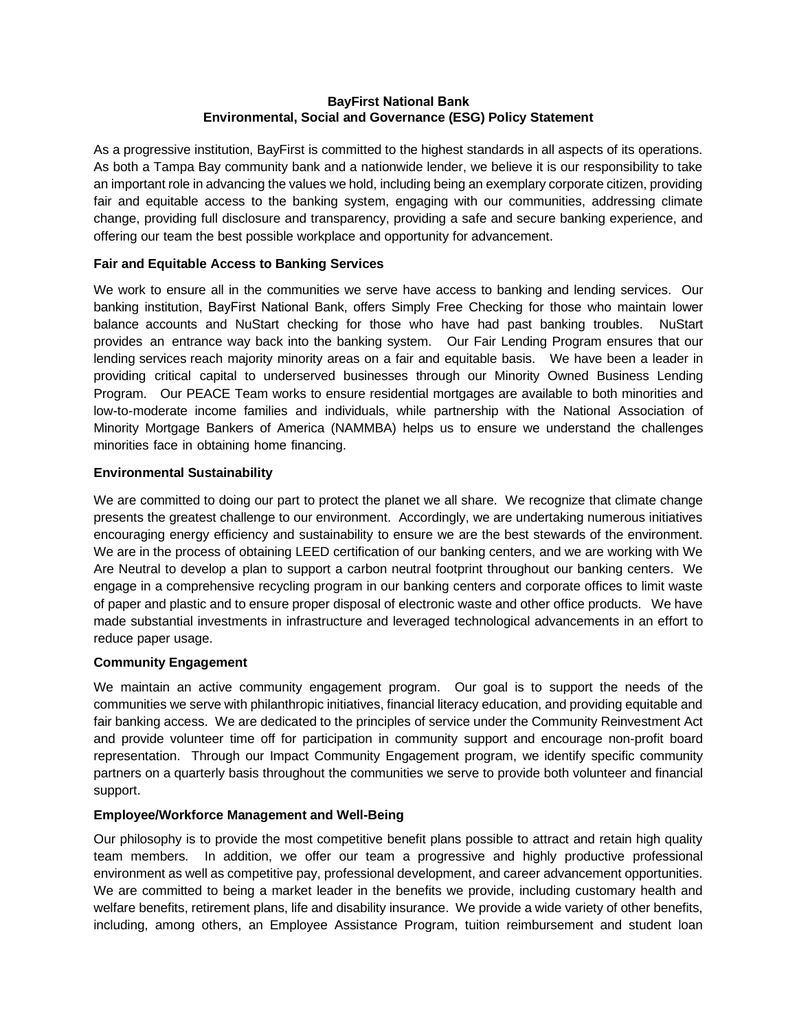**BayFirst National Bank**
**Environmental, Social and Governance (ESG) Policy Statement**

As a progressive institution, BayFirst is committed to the highest standards in all aspects of its operations. As both a Tampa Bay community bank and a nationwide lender, we believe it is our responsibility to take an important role in advancing the values we hold, including being an exemplary corporate citizen, providing fair and equitable access to the banking system, engaging with our communities, addressing climate change, providing full disclosure and transparency, providing a safe and secure banking experience, and offering our team the best possible workplace and opportunity for advancement.

**Fair and Equitable Access to Banking Services**

We work to ensure all in the communities we serve have access to banking and lending services. Our banking institution, BayFirst National Bank, offers Simply Free Checking for those who maintain lower balance accounts and NuStart checking for those who have had past banking troubles. NuStart provides an entrance way back into the banking system. Our Fair Lending Program ensures that our lending services reach majority minority areas on a fair and equitable basis. We have been a leader in providing critical capital to underserved businesses through our Minority Owned Business Lending Program. Our PEACE Team works to ensure residential mortgages are available to both minorities and low-to-moderate income families and individuals, while partnership with the National Association of Minority Mortgage Bankers of America (NAMMBA) helps us to ensure we understand the challenges minorities face in obtaining home financing.

**Environmental Sustainability**

We are committed to doing our part to protect the planet we all share. We recognize that climate change presents the greatest challenge to our environment. Accordingly, we are undertaking numerous initiatives encouraging energy efficiency and sustainability to ensure we are the best stewards of the environment. We are in the process of obtaining LEED certification of our banking centers, and we are working with We Are Neutral to develop a plan to support a carbon neutral footprint throughout our banking centers. We engage in a comprehensive recycling program in our banking centers and corporate offices to limit waste of paper and plastic and to ensure proper disposal of electronic waste and other office products. We have made substantial investments in infrastructure and leveraged technological advancements in an effort to reduce paper usage.

**Community Engagement**

We maintain an active community engagement program. Our goal is to support the needs of the communities we serve with philanthropic initiatives, financial literacy education, and providing equitable and fair banking access. We are dedicated to the principles of service under the Community Reinvestment Act and provide volunteer time off for participation in community support and encourage non-profit board representation. Through our Impact Community Engagement program, we identify specific community partners on a quarterly basis throughout the communities we serve to provide both volunteer and financial support.

**Employee/Workforce Management and Well-Being**

Our philosophy is to provide the most competitive benefit plans possible to attract and retain high quality team members. In addition, we offer our team a progressive and highly productive professional environment as well as competitive pay, professional development, and career advancement opportunities. We are committed to being a market leader in the benefits we provide, including customary health and welfare benefits, retirement plans, life and disability insurance. We provide a wide variety of other benefits, including, among others, an Employee Assistance Program, tuition reimbursement and student loan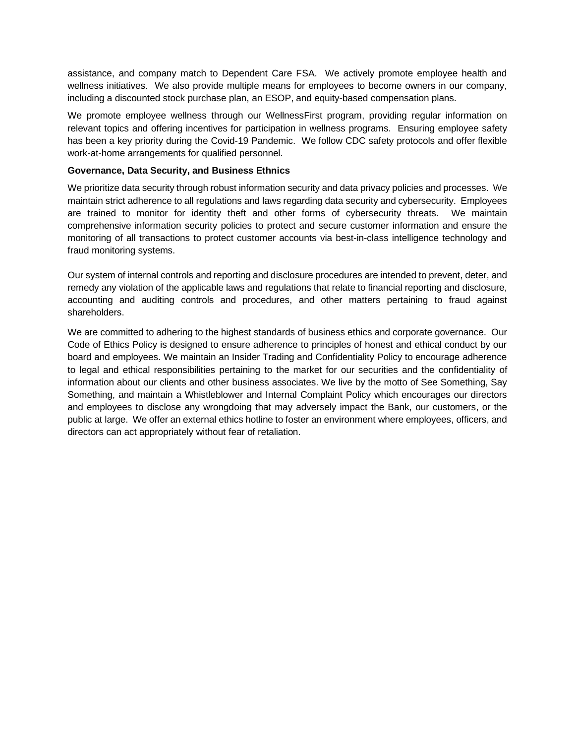assistance, and company match to Dependent Care FSA. We actively promote employee health and wellness initiatives. We also provide multiple means for employees to become owners in our company, including a discounted stock purchase plan, an ESOP, and equity-based compensation plans.

We promote employee wellness through our WellnessFirst program, providing regular information on relevant topics and offering incentives for participation in wellness programs. Ensuring employee safety has been a key priority during the Covid-19 Pandemic. We follow CDC safety protocols and offer flexible work-at-home arrangements for qualified personnel.

**Governance, Data Security, and Business Ethnics**

We prioritize data security through robust information security and data privacy policies and processes. We maintain strict adherence to all regulations and laws regarding data security and cybersecurity. Employees are trained to monitor for identity theft and other forms of cybersecurity threats. We maintain comprehensive information security policies to protect and secure customer information and ensure the monitoring of all transactions to protect customer accounts via best-in-class intelligence technology and fraud monitoring systems.

Our system of internal controls and reporting and disclosure procedures are intended to prevent, deter, and remedy any violation of the applicable laws and regulations that relate to financial reporting and disclosure, accounting and auditing controls and procedures, and other matters pertaining to fraud against shareholders.

We are committed to adhering to the highest standards of business ethics and corporate governance. Our Code of Ethics Policy is designed to ensure adherence to principles of honest and ethical conduct by our board and employees. We maintain an Insider Trading and Confidentiality Policy to encourage adherence to legal and ethical responsibilities pertaining to the market for our securities and the confidentiality of information about our clients and other business associates. We live by the motto of See Something, Say Something, and maintain a Whistleblower and Internal Complaint Policy which encourages our directors and employees to disclose any wrongdoing that may adversely impact the Bank, our customers, or the public at large. We offer an external ethics hotline to foster an environment where employees, officers, and directors can act appropriately without fear of retaliation.